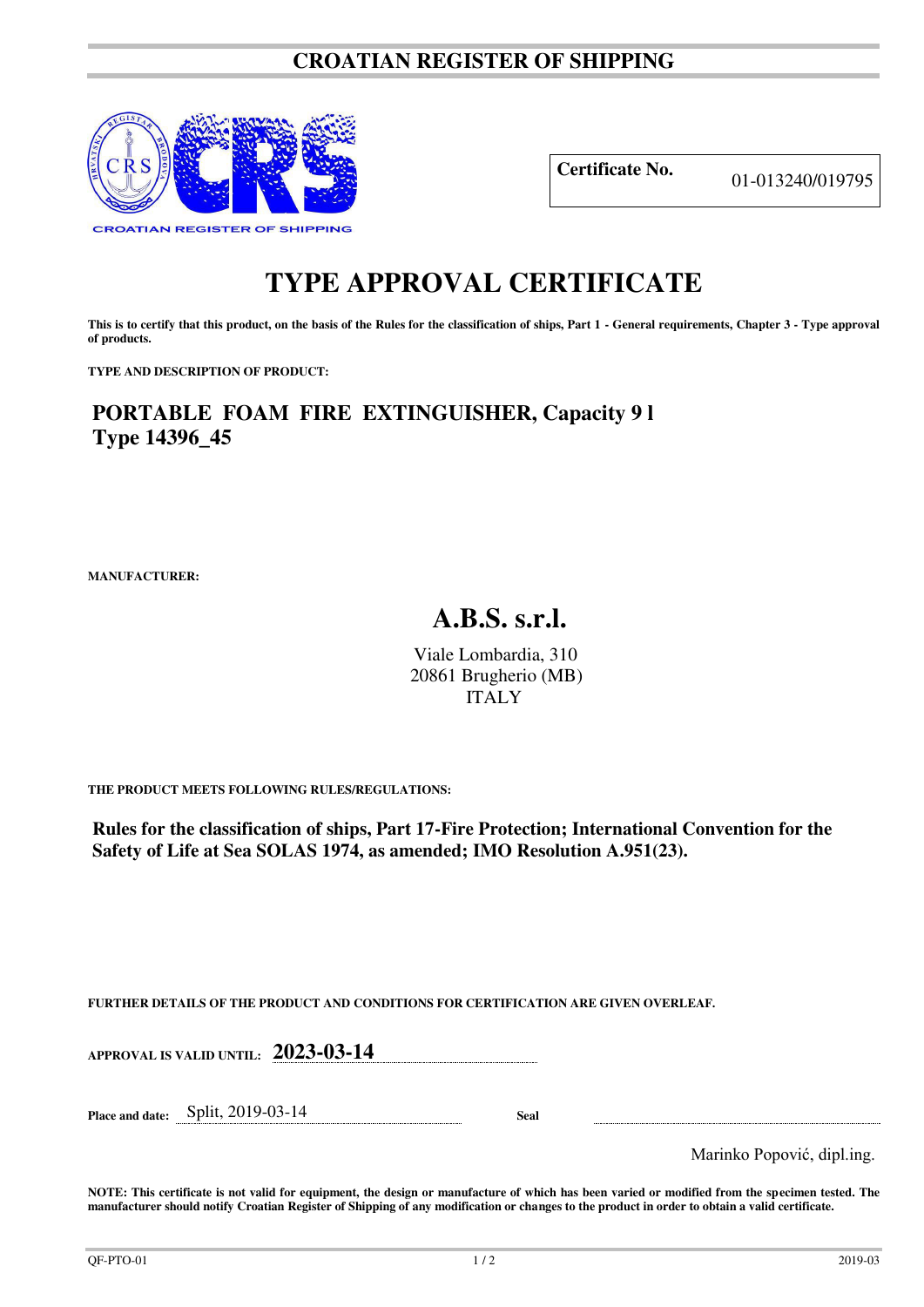# CROATIAN REGISTER OF SHIPPING

| **Certificate No.** | 01-013240/019795 |
|---|---|

# TYPE APPROVAL CERTIFICATE

**This is to certify that this product, on the basis of the Rules for the classification of ships, Part 1 - General requirements, Chapter 3 - Type approval of products.**

**TYPE AND DESCRIPTION OF PRODUCT:**

## PORTABLE FOAM FIRE EXTINGUISHER, Capacity 9 l
## Type 14396_45

**MANUFACTURER:**

## A.B.S. s.r.l.

Viale Lombardia, 310
20861 Brugherio (MB)
ITALY

**THE PRODUCT MEETS FOLLOWING RULES/REGULATIONS:**

**Rules for the classification of ships, Part 17-Fire Protection; International Convention for the Safety of Life at Sea SOLAS 1974, as amended; IMO Resolution A.951(23).**

**FURTHER DETAILS OF THE PRODUCT AND CONDITIONS FOR CERTIFICATION ARE GIVEN OVERLEAF.**

**APPROVAL IS VALID UNTIL:** **2023-03-14**

**Place and date:** Split, 2019-03-14 **Seal**

Marinko Popović, dipl.ing.

**NOTE: This certificate is not valid for equipment, the design or manufacture of which has been varied or modified from the specimen tested. The manufacturer should notify Croatian Register of Shipping of any modification or changes to the product in order to obtain a valid certificate.**

QF-PTO-01 2019-03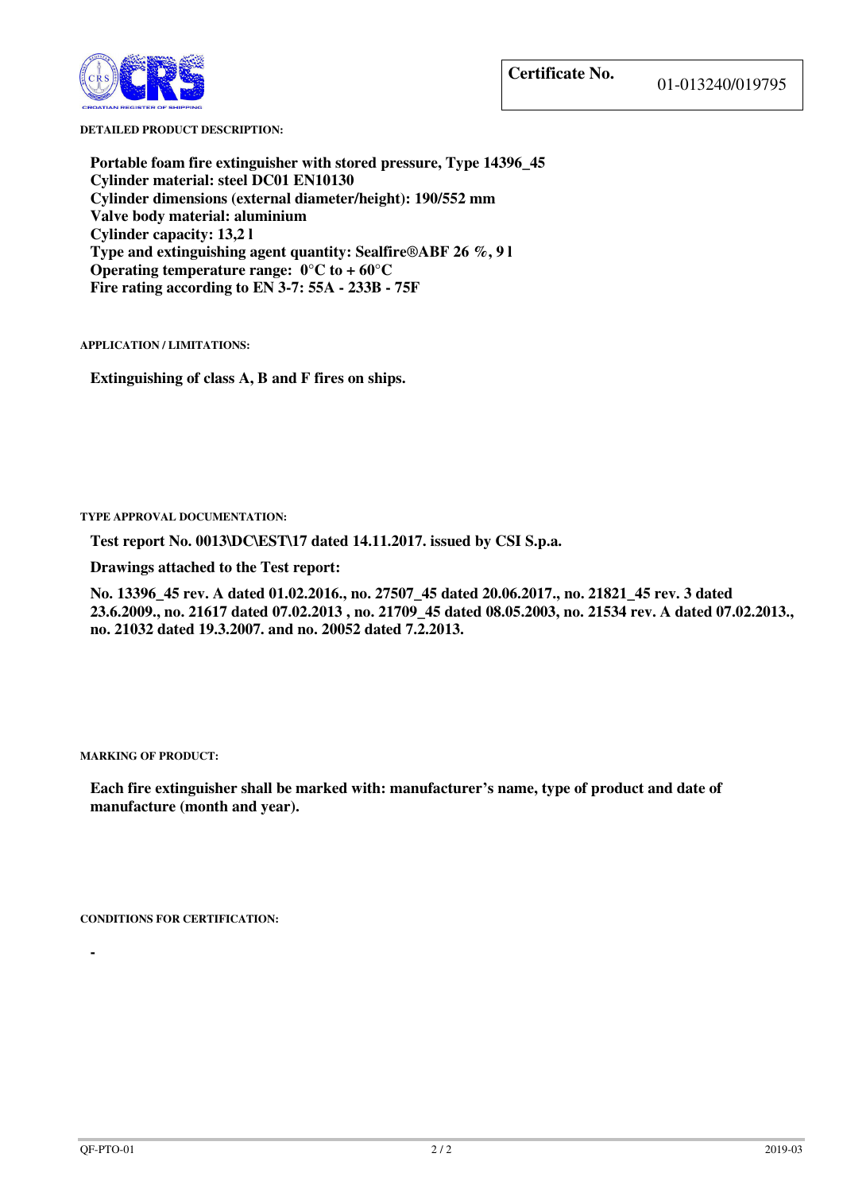**Certificate No.** 01-013240/019795

**DETAILED PRODUCT DESCRIPTION:**

**Portable foam fire extinguisher with stored pressure, Type 14396_45**
**Cylinder material: steel DC01 EN10130**
**Cylinder dimensions (external diameter/height): 190/552 mm**
**Valve body material: aluminium**
**Cylinder capacity: 13,2 l**
**Type and extinguishing agent quantity: Sealfire®ABF 26 %, 9 l**
**Operating temperature range: 0°C to + 60°C**
**Fire rating according to EN 3-7: 55A - 233B - 75F**

**APPLICATION / LIMITATIONS:**

**Extinguishing of class A, B and F fires on ships.**

**TYPE APPROVAL DOCUMENTATION:**

**Test report No. 0013\DC\EST\17 dated 14.11.2017. issued by CSI S.p.a.**

**Drawings attached to the Test report:**

**No. 13396_45 rev. A dated 01.02.2016., no. 27507_45 dated 20.06.2017., no. 21821_45 rev. 3 dated 23.6.2009., no. 21617 dated 07.02.2013 , no. 21709_45 dated 08.05.2003, no. 21534 rev. A dated 07.02.2013., no. 21032 dated 19.3.2007. and no. 20052 dated 7.2.2013.**

**MARKING OF PRODUCT:**

**Each fire extinguisher shall be marked with: manufacturer's name, type of product and date of manufacture (month and year).**

**CONDITIONS FOR CERTIFICATION:**

**-**